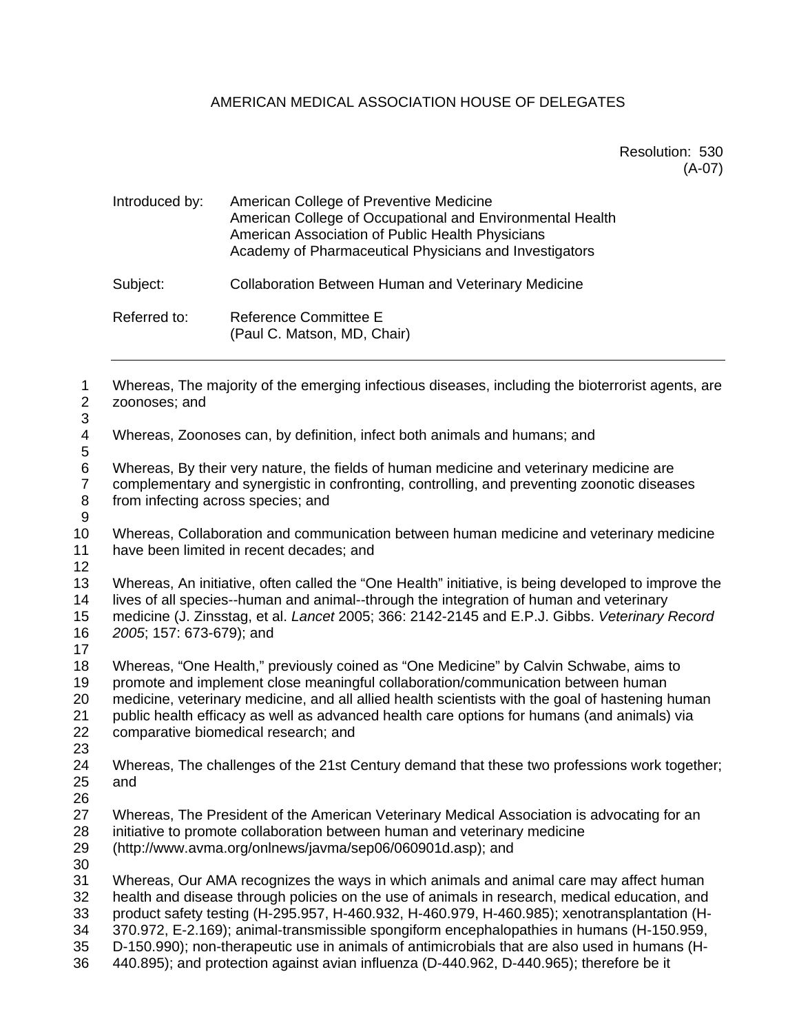AMERICAN MEDICAL ASSOCIATION HOUSE OF DELEGATES

Resolution: 530
(A-07)

| | |
|---|---|
| Introduced by: | American College of Preventive Medicine<br>American College of Occupational and Environmental Health<br>American Association of Public Health Physicians<br>Academy of Pharmaceutical Physicians and Investigators |
| Subject: | Collaboration Between Human and Veterinary Medicine |
| Referred to: | Reference Committee E<br>(Paul C. Matson, MD, Chair) |

---

Whereas, The majority of the emerging infectious diseases, including the bioterrorist agents, are zoonoses; and

Whereas, Zoonoses can, by definition, infect both animals and humans; and

Whereas, By their very nature, the fields of human medicine and veterinary medicine are complementary and synergistic in confronting, controlling, and preventing zoonotic diseases from infecting across species; and

Whereas, Collaboration and communication between human medicine and veterinary medicine have been limited in recent decades; and

Whereas, An initiative, often called the "One Health" initiative, is being developed to improve the lives of all species--human and animal--through the integration of human and veterinary medicine (J. Zinsstag, et al. *Lancet* 2005; 366: 2142-2145 and E.P.J. Gibbs. *Veterinary Record 2005*; 157: 673-679); and

Whereas, "One Health," previously coined as "One Medicine" by Calvin Schwabe, aims to promote and implement close meaningful collaboration/communication between human medicine, veterinary medicine, and all allied health scientists with the goal of hastening human public health efficacy as well as advanced health care options for humans (and animals) via comparative biomedical research; and

Whereas, The challenges of the 21st Century demand that these two professions work together; and

Whereas, The President of the American Veterinary Medical Association is advocating for an initiative to promote collaboration between human and veterinary medicine (http://www.avma.org/onlnews/javma/sep06/060901d.asp); and

Whereas, Our AMA recognizes the ways in which animals and animal care may affect human health and disease through policies on the use of animals in research, medical education, and product safety testing (H-295.957, H-460.932, H-460.979, H-460.985); xenotransplantation (H-370.972, E-2.169); animal-transmissible spongiform encephalopathies in humans (H-150.959, D-150.990); non-therapeutic use in animals of antimicrobials that are also used in humans (H-440.895); and protection against avian influenza (D-440.962, D-440.965); therefore be it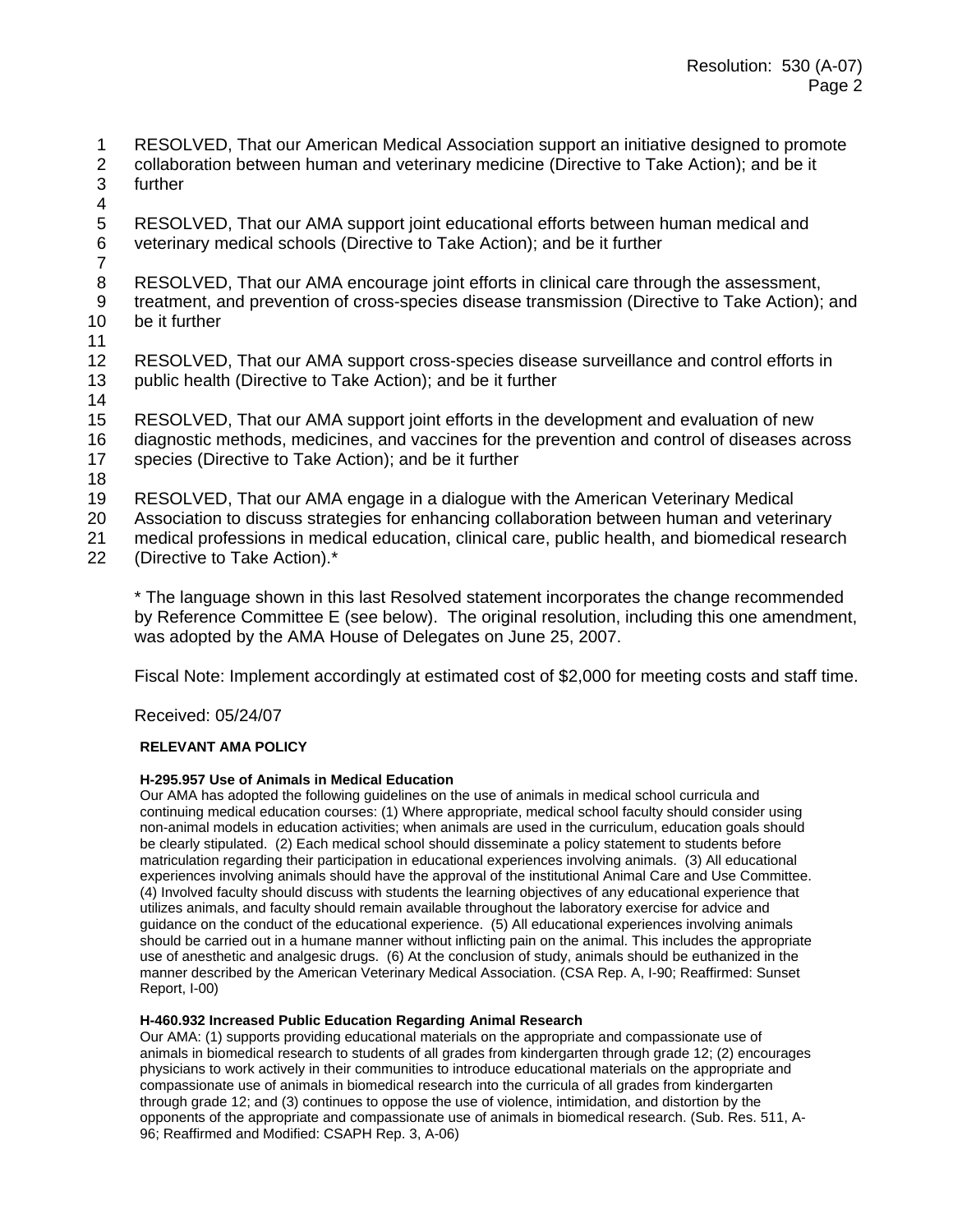RESOLVED, That our American Medical Association support an initiative designed to promote collaboration between human and veterinary medicine (Directive to Take Action); and be it further

RESOLVED, That our AMA support joint educational efforts between human medical and veterinary medical schools (Directive to Take Action); and be it further

RESOLVED, That our AMA encourage joint efforts in clinical care through the assessment, treatment, and prevention of cross-species disease transmission (Directive to Take Action); and be it further

RESOLVED, That our AMA support cross-species disease surveillance and control efforts in public health (Directive to Take Action); and be it further

RESOLVED, That our AMA support joint efforts in the development and evaluation of new diagnostic methods, medicines, and vaccines for the prevention and control of diseases across species (Directive to Take Action); and be it further

RESOLVED, That our AMA engage in a dialogue with the American Veterinary Medical Association to discuss strategies for enhancing collaboration between human and veterinary medical professions in medical education, clinical care, public health, and biomedical research (Directive to Take Action).*

* The language shown in this last Resolved statement incorporates the change recommended by Reference Committee E (see below). The original resolution, including this one amendment, was adopted by the AMA House of Delegates on June 25, 2007.

Fiscal Note: Implement accordingly at estimated cost of $2,000 for meeting costs and staff time.

Received: 05/24/07

**RELEVANT AMA POLICY**

**H-295.957 Use of Animals in Medical Education**

Our AMA has adopted the following guidelines on the use of animals in medical school curricula and continuing medical education courses: (1) Where appropriate, medical school faculty should consider using non-animal models in education activities; when animals are used in the curriculum, education goals should be clearly stipulated. (2) Each medical school should disseminate a policy statement to students before matriculation regarding their participation in educational experiences involving animals. (3) All educational experiences involving animals should have the approval of the institutional Animal Care and Use Committee. (4) Involved faculty should discuss with students the learning objectives of any educational experience that utilizes animals, and faculty should remain available throughout the laboratory exercise for advice and guidance on the conduct of the educational experience. (5) All educational experiences involving animals should be carried out in a humane manner without inflicting pain on the animal. This includes the appropriate use of anesthetic and analgesic drugs. (6) At the conclusion of study, animals should be euthanized in the manner described by the American Veterinary Medical Association. (CSA Rep. A, I-90; Reaffirmed: Sunset Report, I-00)

**H-460.932 Increased Public Education Regarding Animal Research**

Our AMA: (1) supports providing educational materials on the appropriate and compassionate use of animals in biomedical research to students of all grades from kindergarten through grade 12; (2) encourages physicians to work actively in their communities to introduce educational materials on the appropriate and compassionate use of animals in biomedical research into the curricula of all grades from kindergarten through grade 12; and (3) continues to oppose the use of violence, intimidation, and distortion by the opponents of the appropriate and compassionate use of animals in biomedical research. (Sub. Res. 511, A-96; Reaffirmed and Modified: CSAPH Rep. 3, A-06)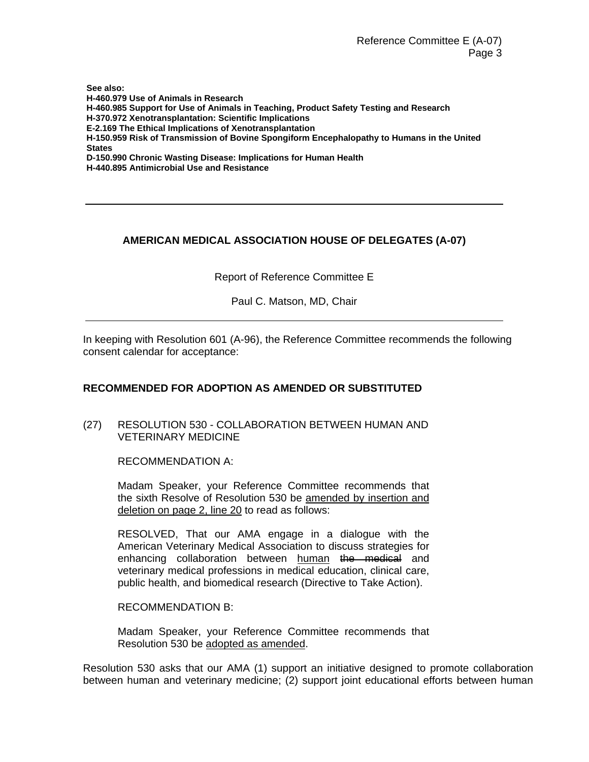**See also:**
**H-460.979 Use of Animals in Research**
**H-460.985 Support for Use of Animals in Teaching, Product Safety Testing and Research**
**H-370.972 Xenotransplantation: Scientific Implications**
**E-2.169 The Ethical Implications of Xenotransplantation**
**H-150.959 Risk of Transmission of Bovine Spongiform Encephalopathy to Humans in the United States**
**D-150.990 Chronic Wasting Disease: Implications for Human Health**
**H-440.895 Antimicrobial Use and Resistance**

---

## AMERICAN MEDICAL ASSOCIATION HOUSE OF DELEGATES (A-07)

Report of Reference Committee E

Paul C. Matson, MD, Chair

---

In keeping with Resolution 601 (A-96), the Reference Committee recommends the following consent calendar for acceptance:

### RECOMMENDED FOR ADOPTION AS AMENDED OR SUBSTITUTED

(27) RESOLUTION 530 - COLLABORATION BETWEEN HUMAN AND VETERINARY MEDICINE

RECOMMENDATION A:

Madam Speaker, your Reference Committee recommends that the sixth Resolve of Resolution 530 be amended by insertion and deletion on page 2, line 20 to read as follows:

RESOLVED, That our AMA engage in a dialogue with the American Veterinary Medical Association to discuss strategies for enhancing collaboration between human ~~the medical~~ and veterinary medical professions in medical education, clinical care, public health, and biomedical research (Directive to Take Action).

RECOMMENDATION B:

Madam Speaker, your Reference Committee recommends that Resolution 530 be adopted as amended.

Resolution 530 asks that our AMA (1) support an initiative designed to promote collaboration between human and veterinary medicine; (2) support joint educational efforts between human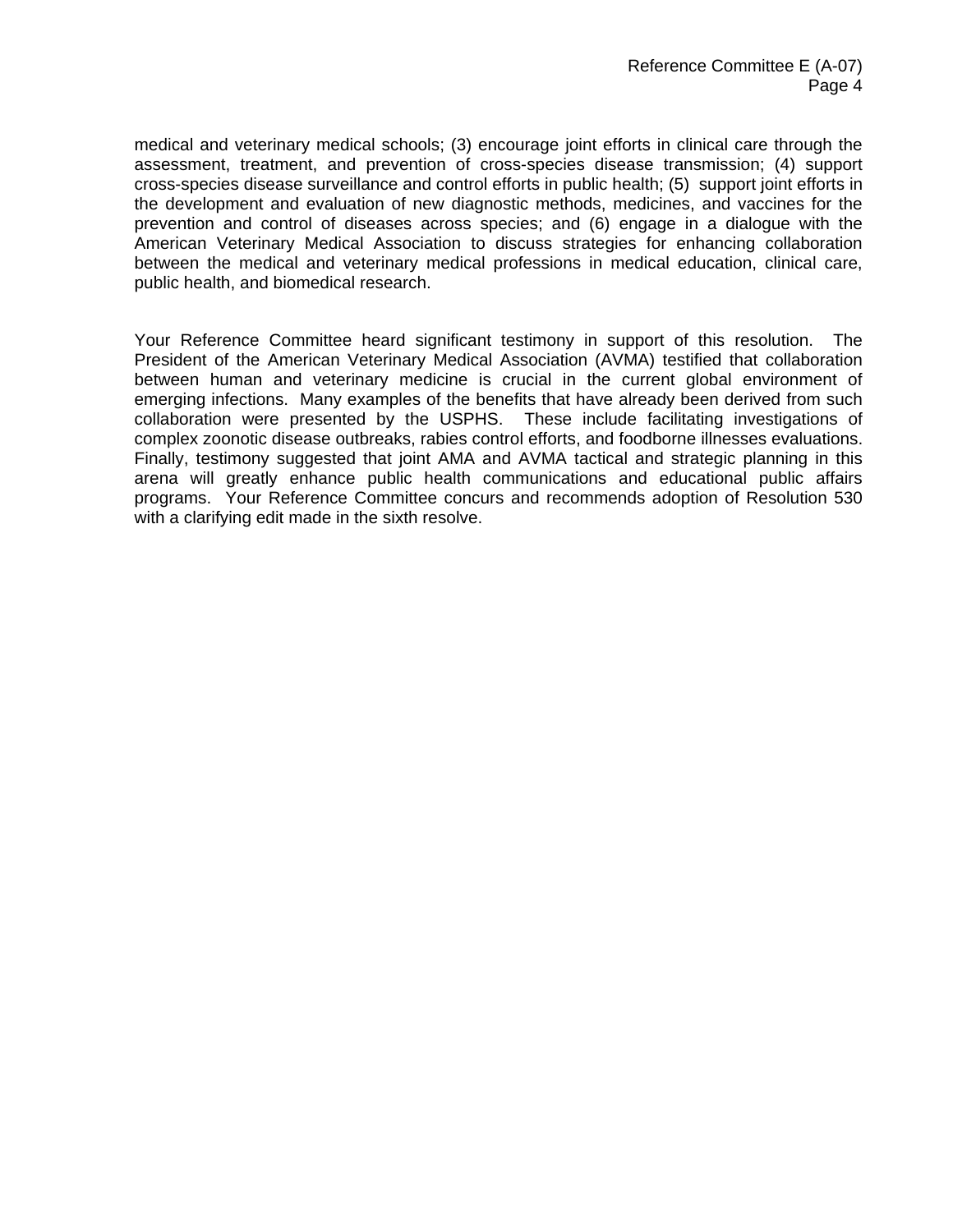medical and veterinary medical schools; (3) encourage joint efforts in clinical care through the assessment, treatment, and prevention of cross-species disease transmission; (4) support cross-species disease surveillance and control efforts in public health; (5) support joint efforts in the development and evaluation of new diagnostic methods, medicines, and vaccines for the prevention and control of diseases across species; and (6) engage in a dialogue with the American Veterinary Medical Association to discuss strategies for enhancing collaboration between the medical and veterinary medical professions in medical education, clinical care, public health, and biomedical research.

Your Reference Committee heard significant testimony in support of this resolution. The President of the American Veterinary Medical Association (AVMA) testified that collaboration between human and veterinary medicine is crucial in the current global environment of emerging infections. Many examples of the benefits that have already been derived from such collaboration were presented by the USPHS. These include facilitating investigations of complex zoonotic disease outbreaks, rabies control efforts, and foodborne illnesses evaluations. Finally, testimony suggested that joint AMA and AVMA tactical and strategic planning in this arena will greatly enhance public health communications and educational public affairs programs. Your Reference Committee concurs and recommends adoption of Resolution 530 with a clarifying edit made in the sixth resolve.